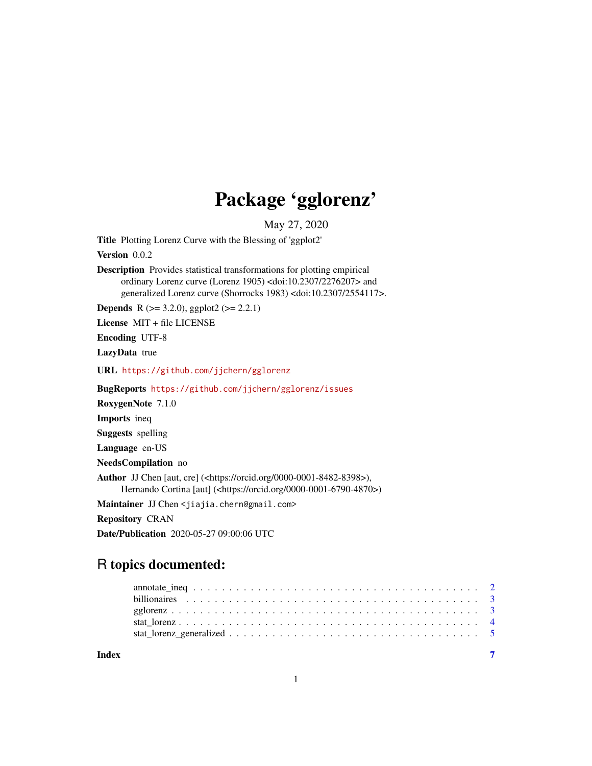# Package 'gglorenz'

May 27, 2020

**Title** Plotting Lorenz Curve with the Blessing of 'ggplot2'

**Version** 0.0.2

**Description** Provides statistical transformations for plotting empirical ordinary Lorenz curve (Lorenz 1905) <doi:10.2307/2276207> and generalized Lorenz curve (Shorrocks 1983) <doi:10.2307/2554117>.

**Depends** R (>= 3.2.0), ggplot2 (>= 2.2.1)

**License** MIT + file LICENSE

**Encoding** UTF-8

**LazyData** true

**URL** https://github.com/jjchern/gglorenz

**BugReports** https://github.com/jjchern/gglorenz/issues

**RoxygenNote** 7.1.0

**Imports** ineq

**Suggests** spelling

**Language** en-US

**NeedsCompilation** no

**Author** JJ Chen [aut, cre] (<https://orcid.org/0000-0001-8482-8398>), Hernando Cortina [aut] (<https://orcid.org/0000-0001-6790-4870>)

**Maintainer** JJ Chen <jiajia.chern@gmail.com>

**Repository** CRAN

**Date/Publication** 2020-05-27 09:00:06 UTC

## R topics documented:

- annotate_ineq . . . . . . . . . . . . . . . . . . . . . . . . . . . . . . . . . . . . . . 2
- billionaires . . . . . . . . . . . . . . . . . . . . . . . . . . . . . . . . . . . . . . 3
- gglorenz . . . . . . . . . . . . . . . . . . . . . . . . . . . . . . . . . . . . . . 3
- stat_lorenz . . . . . . . . . . . . . . . . . . . . . . . . . . . . . . . . . . . . . . 4
- stat_lorenz_generalized . . . . . . . . . . . . . . . . . . . . . . . . . . . . . . 5

**Index** 7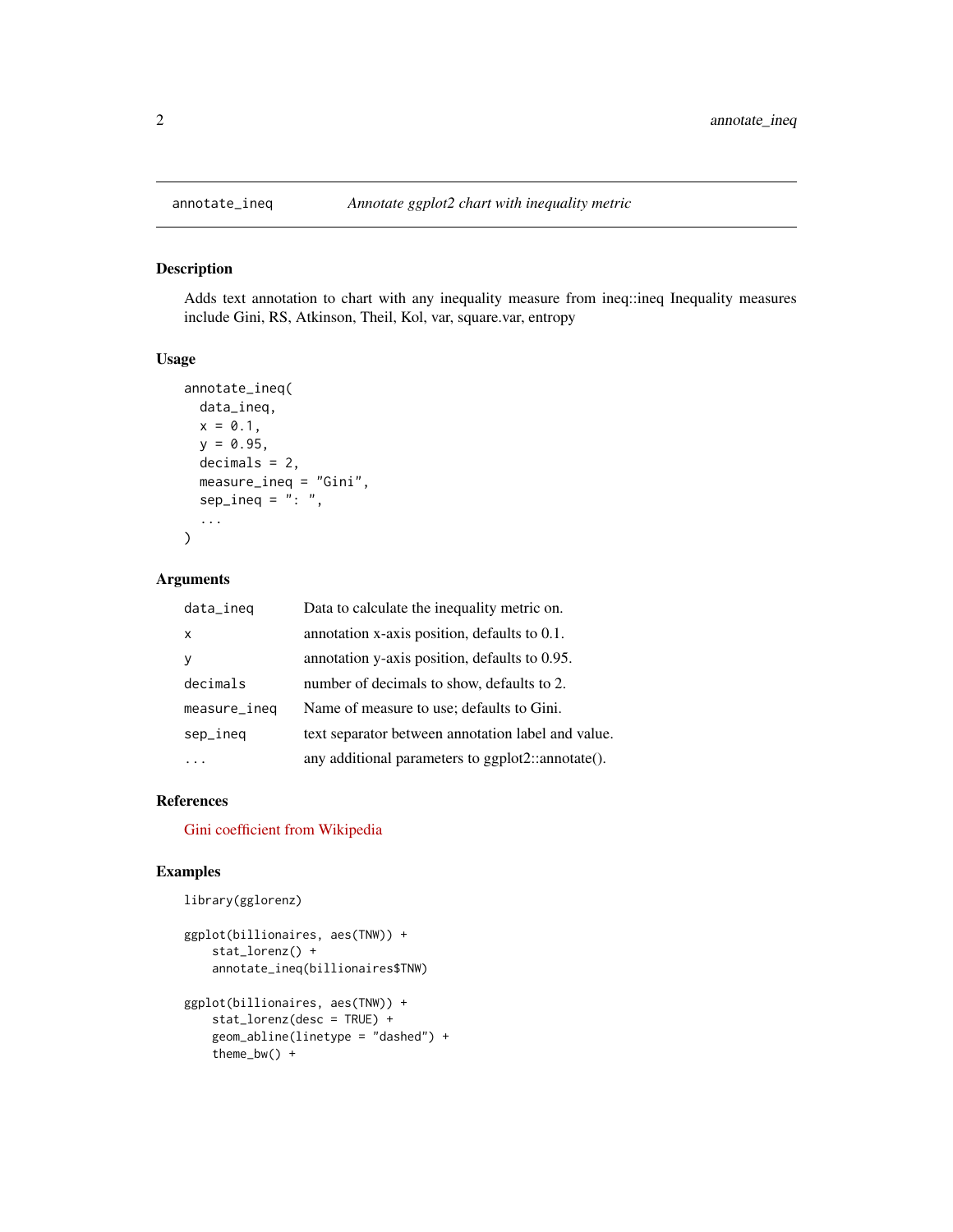## annotate_ineq — *Annotate ggplot2 chart with inequality metric*

### Description

Adds text annotation to chart with any inequality measure from ineq::ineq Inequality measures include Gini, RS, Atkinson, Theil, Kol, var, square.var, entropy

### Usage

```
annotate_ineq(
  data_ineq,
  x = 0.1,
  y = 0.95,
  decimals = 2,
  measure_ineq = "Gini",
  sep_ineq = ": ",
  ...
)
```

### Arguments

| | |
|---|---|
| data_ineq | Data to calculate the inequality metric on. |
| x | annotation x-axis position, defaults to 0.1. |
| y | annotation y-axis position, defaults to 0.95. |
| decimals | number of decimals to show, defaults to 2. |
| measure_ineq | Name of measure to use; defaults to Gini. |
| sep_ineq | text separator between annotation label and value. |
| ... | any additional parameters to ggplot2::annotate(). |

### References

Gini coefficient from Wikipedia

### Examples

```
library(gglorenz)

ggplot(billionaires, aes(TNW)) +
    stat_lorenz() +
    annotate_ineq(billionaires$TNW)

ggplot(billionaires, aes(TNW)) +
    stat_lorenz(desc = TRUE) +
    geom_abline(linetype = "dashed") +
    theme_bw() +
```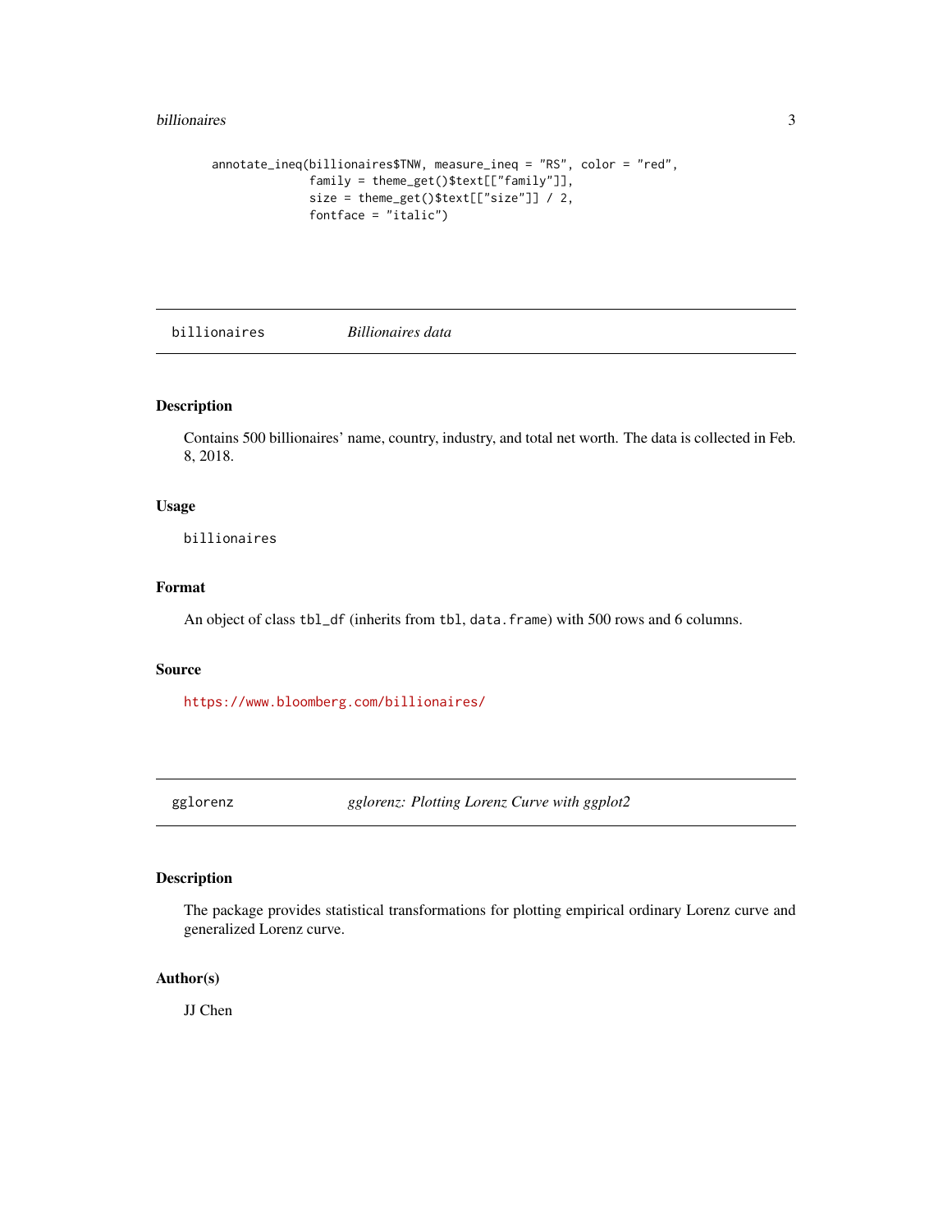```
annotate_ineq(billionaires$TNW, measure_ineq = "RS", color = "red",
              family = theme_get()$text[["family"]],
              size = theme_get()$text[["size"]] / 2,
              fontface = "italic")
```

---

## billionaires — *Billionaires data*

---

### Description

Contains 500 billionaires' name, country, industry, and total net worth. The data is collected in Feb. 8, 2018.

### Usage

```
billionaires
```

### Format

An object of class `tbl_df` (inherits from `tbl`, `data.frame`) with 500 rows and 6 columns.

### Source

https://www.bloomberg.com/billionaires/

---

## gglorenz — *gglorenz: Plotting Lorenz Curve with ggplot2*

---

### Description

The package provides statistical transformations for plotting empirical ordinary Lorenz curve and generalized Lorenz curve.

### Author(s)

JJ Chen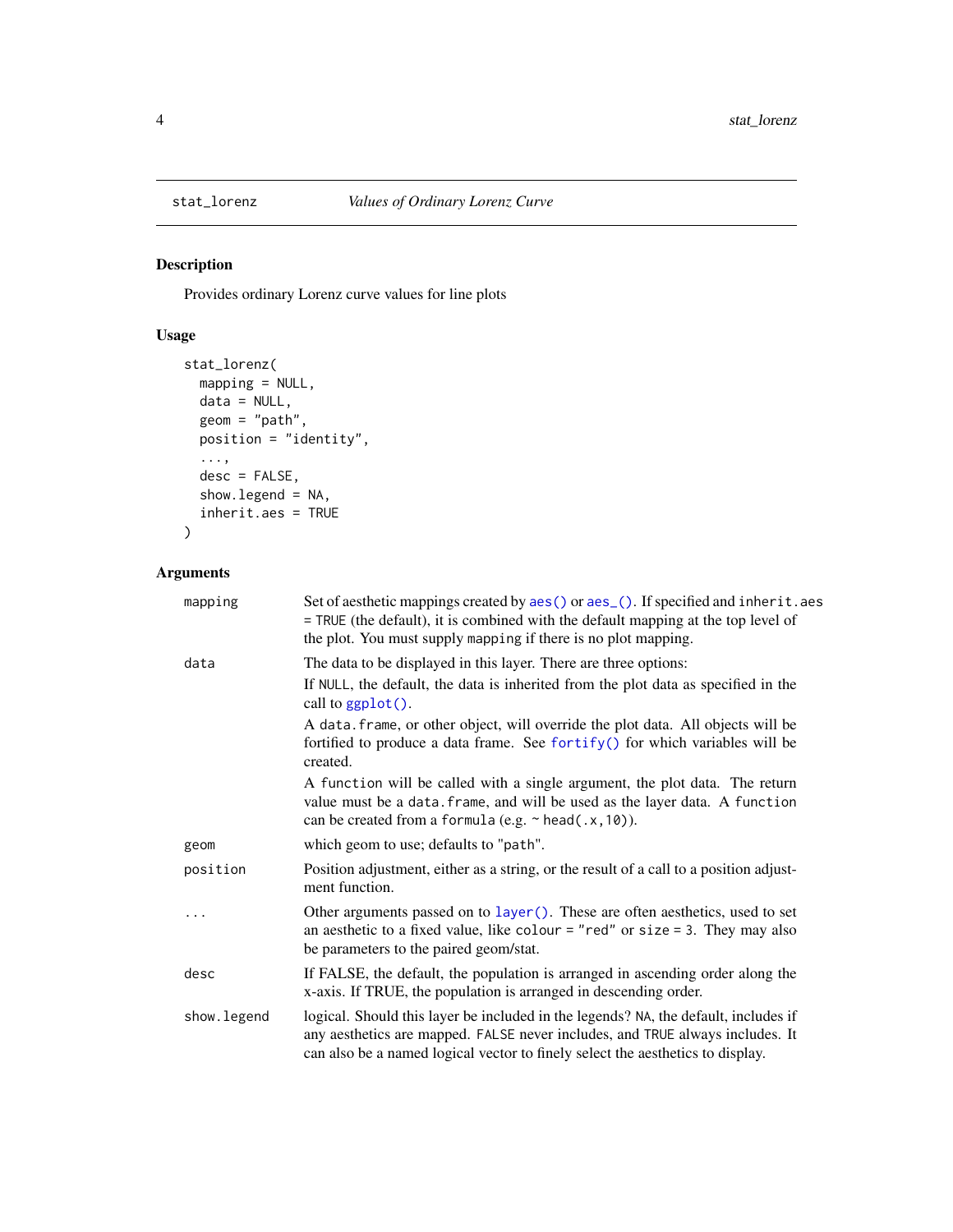stat_lorenz — *Values of Ordinary Lorenz Curve*

## Description

Provides ordinary Lorenz curve values for line plots

## Usage

```
stat_lorenz(
  mapping = NULL,
  data = NULL,
  geom = "path",
  position = "identity",
  ...,
  desc = FALSE,
  show.legend = NA,
  inherit.aes = TRUE
)
```

## Arguments

| | |
|---|---|
| `mapping` | Set of aesthetic mappings created by `aes()` or `aes_()`. If specified and `inherit.aes = TRUE` (the default), it is combined with the default mapping at the top level of the plot. You must supply `mapping` if there is no plot mapping. |
| `data` | The data to be displayed in this layer. There are three options:<br>If `NULL`, the default, the data is inherited from the plot data as specified in the call to `ggplot()`.<br>A `data.frame`, or other object, will override the plot data. All objects will be fortified to produce a data frame. See `fortify()` for which variables will be created.<br>A `function` will be called with a single argument, the plot data. The return value must be a `data.frame`, and will be used as the layer data. A `function` can be created from a `formula` (e.g. `~ head(.x,10)`). |
| `geom` | which geom to use; defaults to "path". |
| `position` | Position adjustment, either as a string, or the result of a call to a position adjustment function. |
| `...` | Other arguments passed on to `layer()`. These are often aesthetics, used to set an aesthetic to a fixed value, like `colour = "red"` or `size = 3`. They may also be parameters to the paired geom/stat. |
| `desc` | If FALSE, the default, the population is arranged in ascending order along the x-axis. If TRUE, the population is arranged in descending order. |
| `show.legend` | logical. Should this layer be included in the legends? `NA`, the default, includes if any aesthetics are mapped. `FALSE` never includes, and `TRUE` always includes. It can also be a named logical vector to finely select the aesthetics to display. |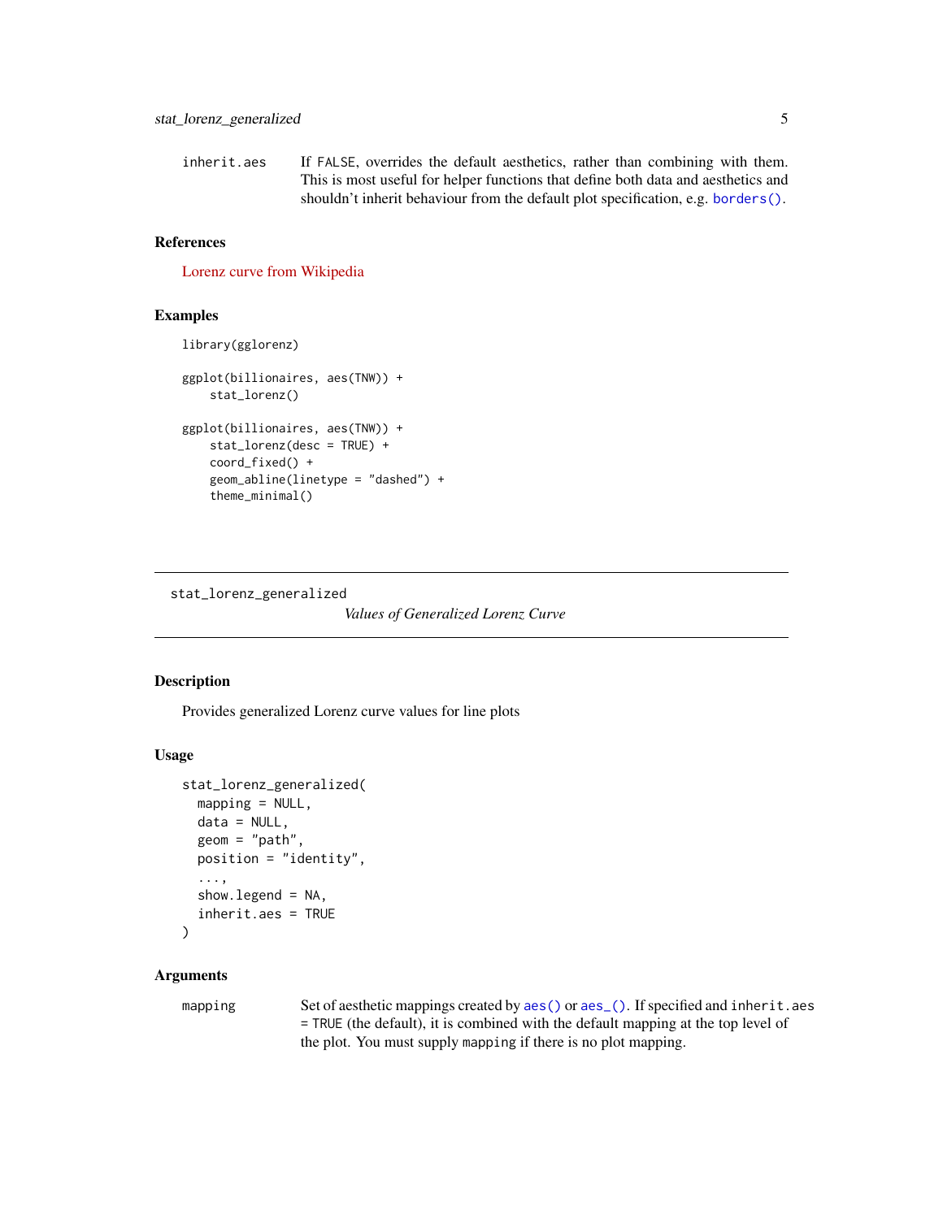| | |
|---|---|
| inherit.aes | If FALSE, overrides the default aesthetics, rather than combining with them. This is most useful for helper functions that define both data and aesthetics and shouldn't inherit behaviour from the default plot specification, e.g. borders(). |

## References

Lorenz curve from Wikipedia

## Examples

```
library(gglorenz)

ggplot(billionaires, aes(TNW)) +
    stat_lorenz()

ggplot(billionaires, aes(TNW)) +
    stat_lorenz(desc = TRUE) +
    coord_fixed() +
    geom_abline(linetype = "dashed") +
    theme_minimal()
```

---

# stat_lorenz_generalized

*Values of Generalized Lorenz Curve*

## Description

Provides generalized Lorenz curve values for line plots

## Usage

```
stat_lorenz_generalized(
  mapping = NULL,
  data = NULL,
  geom = "path",
  position = "identity",
  ...,
  show.legend = NA,
  inherit.aes = TRUE
)
```

## Arguments

| | |
|---|---|
| mapping | Set of aesthetic mappings created by aes() or aes_(). If specified and inherit.aes = TRUE (the default), it is combined with the default mapping at the top level of the plot. You must supply mapping if there is no plot mapping. |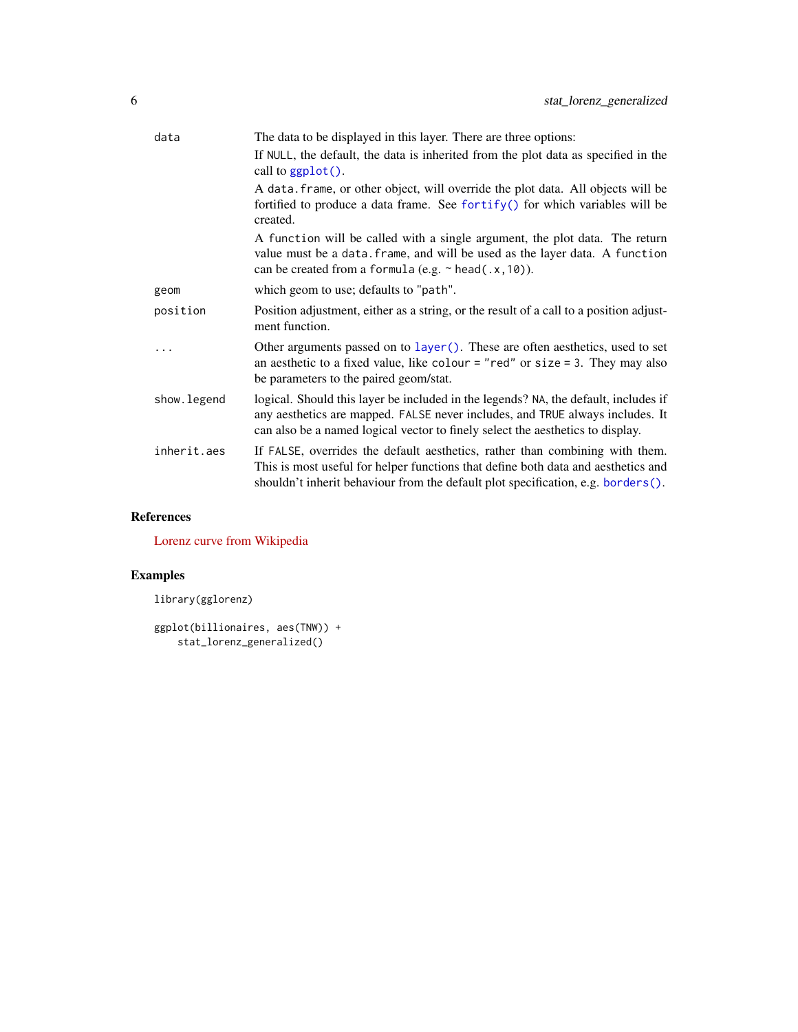| | |
|---|---|
| data | The data to be displayed in this layer. There are three options:<br>If `NULL`, the default, the data is inherited from the plot data as specified in the call to `ggplot()`.<br>A `data.frame`, or other object, will override the plot data. All objects will be fortified to produce a data frame. See `fortify()` for which variables will be created.<br>A `function` will be called with a single argument, the plot data. The return value must be a `data.frame`, and will be used as the layer data. A `function` can be created from a `formula` (e.g. `~ head(.x,10)`). |
| geom | which geom to use; defaults to `"path"`. |
| position | Position adjustment, either as a string, or the result of a call to a position adjustment function. |
| ... | Other arguments passed on to `layer()`. These are often aesthetics, used to set an aesthetic to a fixed value, like `colour = "red"` or `size = 3`. They may also be parameters to the paired geom/stat. |
| show.legend | logical. Should this layer be included in the legends? `NA`, the default, includes if any aesthetics are mapped. `FALSE` never includes, and `TRUE` always includes. It can also be a named logical vector to finely select the aesthetics to display. |
| inherit.aes | If `FALSE`, overrides the default aesthetics, rather than combining with them. This is most useful for helper functions that define both data and aesthetics and shouldn't inherit behaviour from the default plot specification, e.g. `borders()`. |

## References

Lorenz curve from Wikipedia

## Examples

```
library(gglorenz)

ggplot(billionaires, aes(TNW)) +
    stat_lorenz_generalized()
```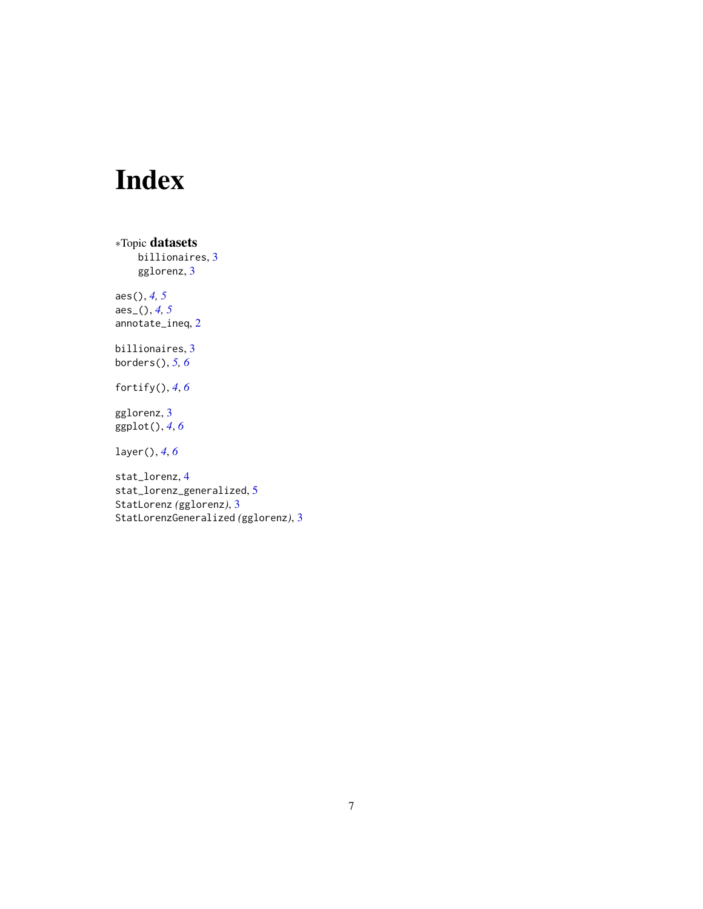# Index

∗Topic **datasets**
  billionaires, 3
  gglorenz, 3

aes(), *4, 5*
aes_(), *4, 5*
annotate_ineq, 2

billionaires, 3
borders(), *5, 6*

fortify(), *4*, *6*

gglorenz, 3
ggplot(), *4*, *6*

layer(), *4*, *6*

stat_lorenz, 4
stat_lorenz_generalized, 5
StatLorenz *(gglorenz)*, 3
StatLorenzGeneralized *(gglorenz)*, 3